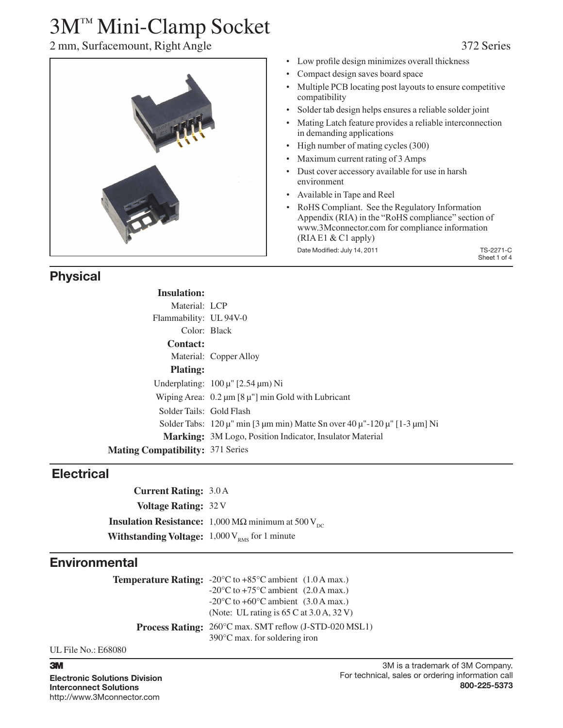# 3M™ Mini-Clamp Socket

2 mm, Surfacemount, Right Angle

372 Series

- Low profile design minimizes overall thickness
- Compact design saves board space
- Multiple PCB locating post layouts to ensure competitive compatibility
- Solder tab design helps ensures a reliable solder joint
- Mating Latch feature provides a reliable interconnection in demanding applications
- High number of mating cycles (300)
- Maximum current rating of 3 Amps
- Dust cover accessory available for use in harsh environment
- Available in Tape and Reel
- RoHS Compliant. See the Regulatory Information Appendix (RIA) in the "RoHS compliance" section of www.3Mconnector.com for compliance information (RIA E1 & C1 apply)

Date Modified: July 14, 2011

TS-2271-C

## Physical

**Insulation:**

Material: LCP

Flammability: UL 94V-0

Color: Black

**Contact:**

Material: Copper Alloy

**Plating:**

Underplating: 100 µ" [2.54 µm) Ni

Wiping Area: 0.2 µm [8 µ"] min Gold with Lubricant

Solder Tails: Gold Flash

Solder Tabs: 120 µ" min [3 µm min) Matte Sn over 40 µ"-120 µ" [1-3 µm] Ni

**Marking:** 3M Logo, Position Indicator, Insulator Material

**Mating Compatibility:** 371 Series

## Electrical

**Current Rating:** 3.0 A

**Voltage Rating:** 32 V

**Insulation Resistance:** 1,000 MΩ minimum at 500 $V_{DC}$

**Withstanding Voltage:** 1,000 $V_{RMS}$ for 1 minute

## Environmental

**Temperature Rating:** -20°C to +85°C ambient (1.0 A max.)
-20°C to +75°C ambient (2.0 A max.)
-20°C to +60°C ambient (3.0 A max.)
(Note: UL rating is 65 C at 3.0 A, 32 V)

**Process Rating:** 260°C max. SMT reflow (J-STD-020 MSL1)
390°C max. for soldering iron

UL File No.: E68080

**3M**

**Electronic Solutions Division**
**Interconnect Solutions**
http://www.3Mconnector.com

3M is a trademark of 3M Company.
For technical, sales or ordering information call
**800-225-5373**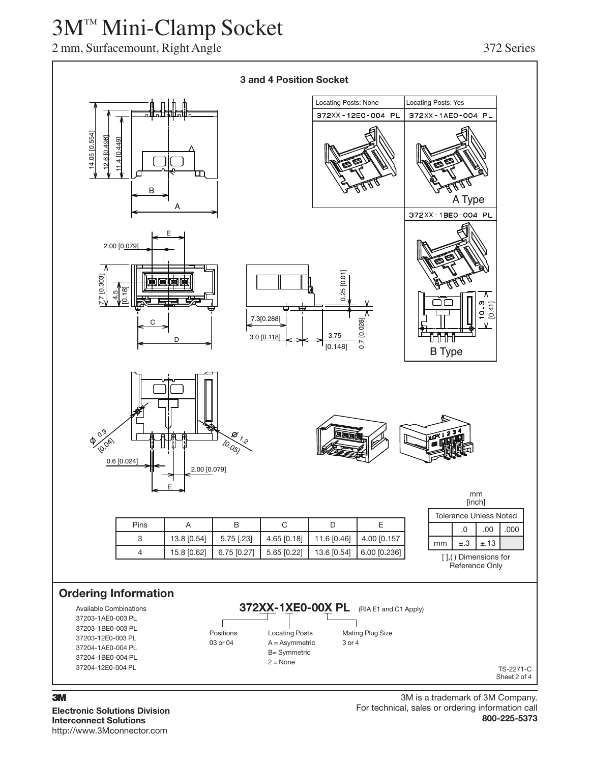# 3M™ Mini-Clamp Socket

2 mm, Surfacemount, Right Angle

372 Series

## 3 and 4 Position Socket

| Locating Posts: None | Locating Posts: Yes |
| --- | --- |
| 372XX-12E0-004 PL | 372XX-1AE0-004 PL |
| | A Type |
| | 372XX-1BE0-004 PL |
| | B Type |

| Pins | A | B | C | D | E |
| --- | --- | --- | --- | --- | --- |
| 3 | 13.8 [0.54] | 5.75 [.23] | 4.65 [0.18] | 11.6 [0.46] | 4.00 [0.157 |
| 4 | 15.8 [0.62] | 6.75 [0.27] | 5.65 [0.22] | 13.6 [0.54] | 6.00 [0.236] |

mm
[inch]

| Tolerance Unless Noted | | | |
| --- | --- | --- | --- |
| | .0 | .00 | .000 |
| mm | ±.3 | ±.13 | |

[ ],( ) Dimensions for Reference Only

## Ordering Information

Available Combinations
37203-1AE0-003 PL
37203-1BE0-003 PL
37203-12E0-003 PL
37204-1AE0-004 PL
37204-1BE0-004 PL
37204-12E0-004 PL

**372XX-1XE0-00X PL** (RIA E1 and C1 Apply)

- Positions: 03 or 04
- Locating Posts: A = Asymmetric, B= Symmetric, 2 = None
- Mating Plug Size: 3 or 4

TS-2271-C

**3M**

**Electronic Solutions Division**
**Interconnect Solutions**
http://www.3Mconnector.com

3M is a trademark of 3M Company.
For technical, sales or ordering information call
**800-225-5373**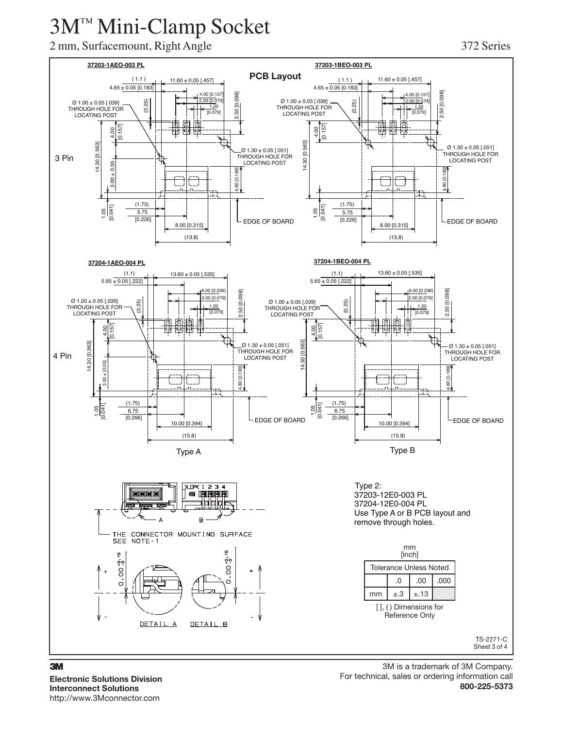# 3M™ Mini-Clamp Socket

2 mm, Surfacemount, Right Angle

372 Series

## PCB Layout

**37203-1AEO-003 PL**

**37203-1BEO-003 PL**

3 Pin

(1.1)
4.65 ± 0.05 [0.183]
11.60 ± 0.05 [.457]
4.00 [0.157]
2.00 [0.079]
1.20 [0.079]
2.50 [0.098]
(0.25)
Ø 1.00 ± 0.05 [.039] THROUGH HOLE FOR LOCATING POST
Ø 1.30 ± 0.05 [.051] THROUGH HOLE FOR LOCATING POST
14.30 [0.563]
4.00 [0.157]
3.00 ± 0.05
4.80 [0.189]
1.05 [0.041]
(1.75)
5.75 [0.226]
8.00 [0.315]
(13.8)
EDGE OF BOARD

**37204-1AEO-004 PL**

**37204-1BEO-004 PL**

4 Pin

(1.1)
5.65 ± 0.05 [.222]
13.60 ± 0.05 [.535]
6.00 [0.236]
2.00 [0.079]
1.20 [0.079]
2.50 [0.098]
(0.25)
Ø 1.00 ± 0.05 [.039] THROUGH HOLE FOR LOCATING POST
Ø 1.30 ± 0.05 [.051] THROUGH HOLE FOR LOCATING POST
14.30 [0.563]
4.00 [0.157]
3.00 ± [0.05]
4.80 [0.189]
1.05 [0.041]
(1.75)
6.75 [0.266]
10.00 [0.394]
(15.8)
EDGE OF BOARD

Type A

Type B

THE CONNECTOR MOUNTING SURFACE SEE NOTE-1

A B

0.00 +0.15 -0

DETAIL A DETAIL B

Type 2:
37203-12E0-003 PL
37204-12E0-004 PL
Use Type A or B PCB layout and remove through holes.

mm
[inch]

| Tolerance Unless Noted | | | |
|---|---|---|---|
| | .0 | .00 | .000 |
| mm | ±.3 | ±.13 | |

[ ], ( ) Dimensions for Reference Only

TS-2271-C
Sheet 3 of 4

**3M**

**Electronic Solutions Division**
**Interconnect Solutions**
http://www.3Mconnector.com

3M is a trademark of 3M Company.
For technical, sales or ordering information call
**800-225-5373**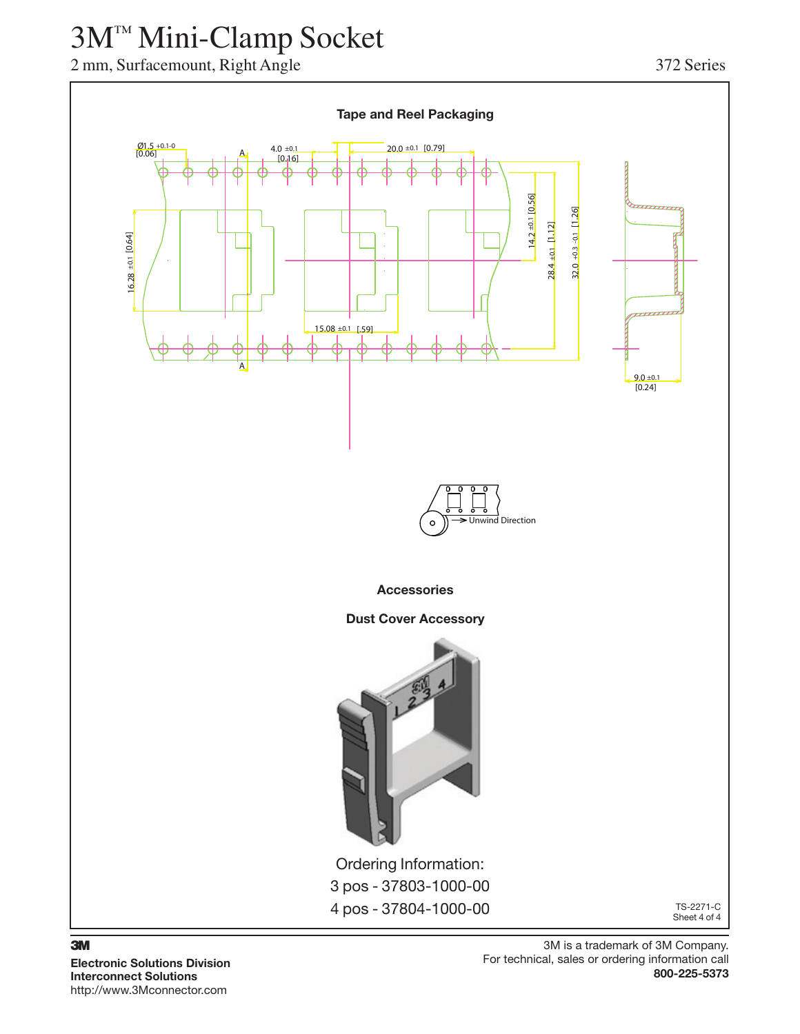# 3M™ Mini-Clamp Socket

2 mm, Surfacemount, Right Angle

372 Series

## Tape and Reel Packaging

Ø1.5 +0.1-0
[0.06]

A

4.0 ±0.1
[0.16]

20.0 ±0.1 [0.79]

16.28 ±0.1 [0.64]

14.2 ±0.1 [0.56]

28.4 ±0.1 [1.12]

32.0 +0.3 -0.1 [1.26]

15.08 ±0.1 [.59]

A

9.0 ±0.1
[0.24]

Unwind Direction

## Accessories

### Dust Cover Accessory

Ordering Information:
3 pos - 37803-1000-00
4 pos - 37804-1000-00

TS-2271-C
Sheet 4 of 4

**3M**
**Electronic Solutions Division**
**Interconnect Solutions**
http://www.3Mconnector.com

3M is a trademark of 3M Company.
For technical, sales or ordering information call
**800-225-5373**